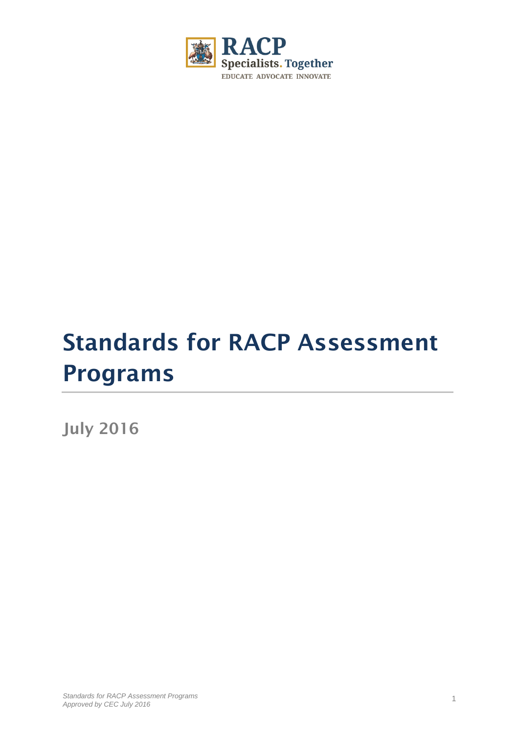RACP
Specialists. Together
EDUCATE ADVOCATE INNOVATE

# Standards for RACP Assessment Programs

## July 2016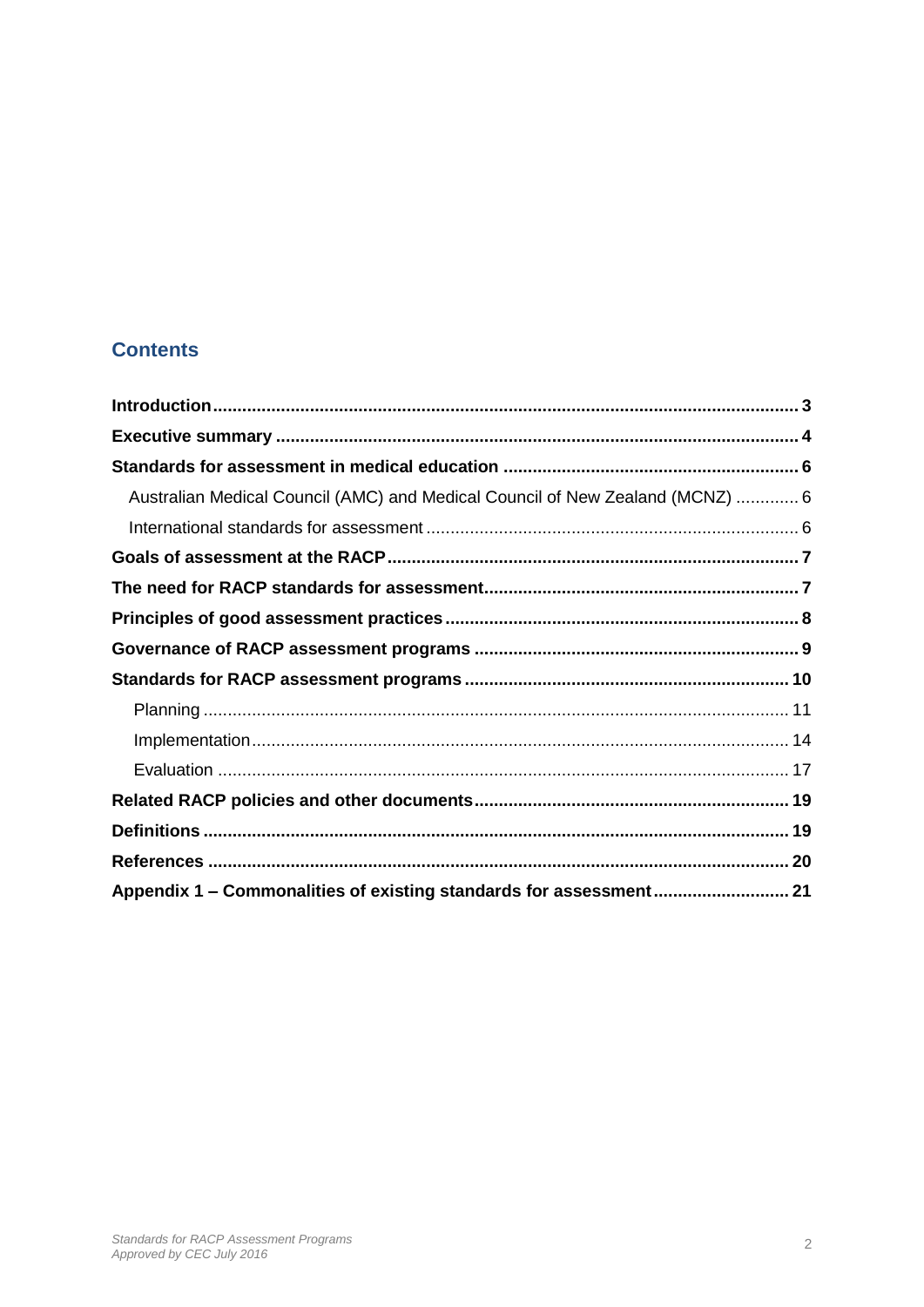## Contents

**Introduction** ........................................................................................................ **3**

**Executive summary** .......................................................................................... **4**

**Standards for assessment in medical education** ............................................. **6**

Australian Medical Council (AMC) and Medical Council of New Zealand (MCNZ) ............. 6

International standards for assessment ............................................................................ 6

**Goals of assessment at the RACP** .................................................................... **7**

**The need for RACP standards for assessment** ................................................. **7**

**Principles of good assessment practices** .......................................................... **8**

**Governance of RACP assessment programs** ..................................................... **9**

**Standards for RACP assessment programs** ...................................................... **10**

Planning ........................................................................................................ 11

Implementation ............................................................................................... 14

Evaluation ...................................................................................................... 17

**Related RACP policies and other documents** ................................................... **19**

**Definitions** ........................................................................................................ **19**

**References** ........................................................................................................ **20**

**Appendix 1 – Commonalities of existing standards for assessment** ................. **21**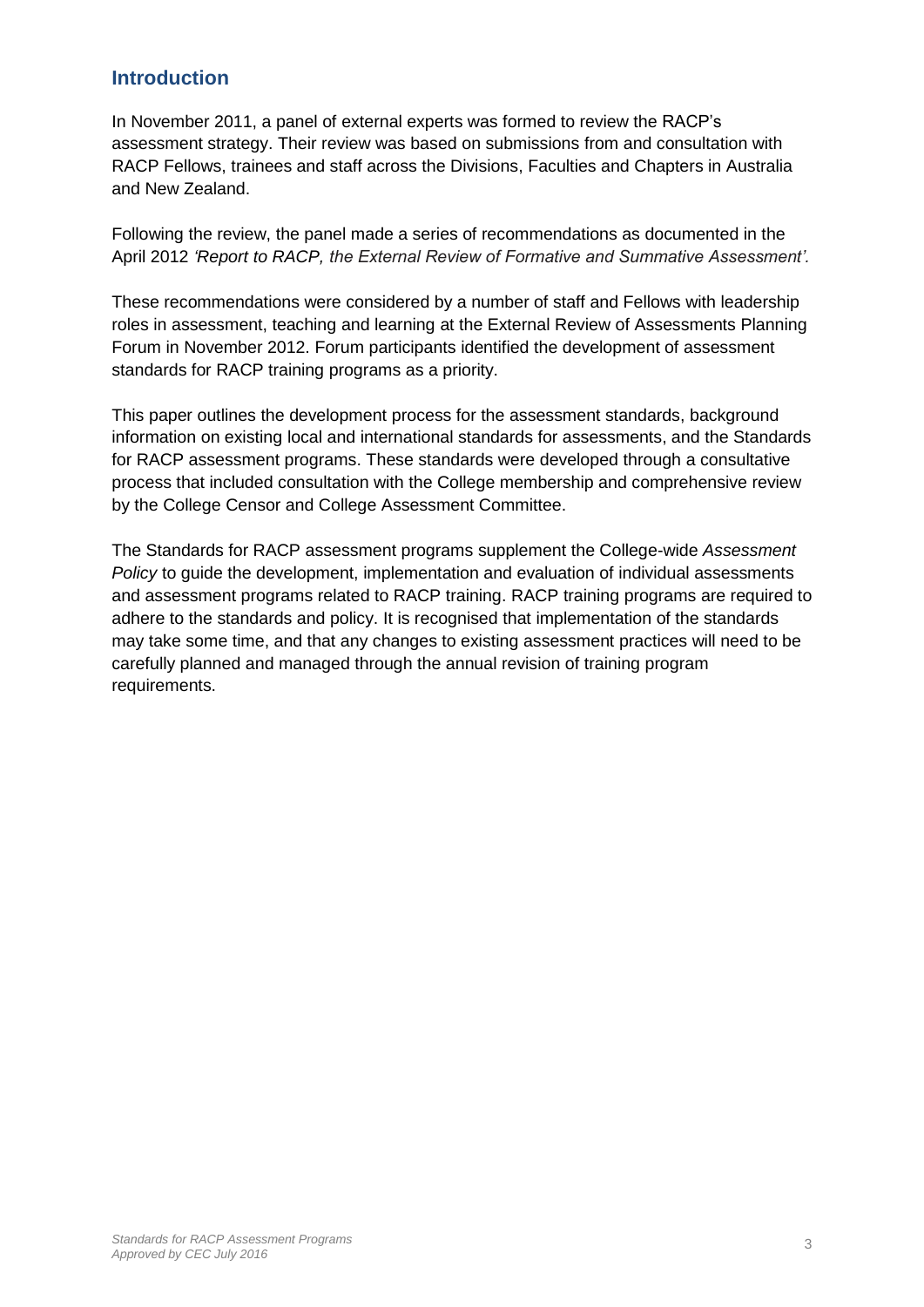## Introduction

In November 2011, a panel of external experts was formed to review the RACP's assessment strategy. Their review was based on submissions from and consultation with RACP Fellows, trainees and staff across the Divisions, Faculties and Chapters in Australia and New Zealand.

Following the review, the panel made a series of recommendations as documented in the April 2012 *'Report to RACP, the External Review of Formative and Summative Assessment'*.

These recommendations were considered by a number of staff and Fellows with leadership roles in assessment, teaching and learning at the External Review of Assessments Planning Forum in November 2012. Forum participants identified the development of assessment standards for RACP training programs as a priority.

This paper outlines the development process for the assessment standards, background information on existing local and international standards for assessments, and the Standards for RACP assessment programs. These standards were developed through a consultative process that included consultation with the College membership and comprehensive review by the College Censor and College Assessment Committee.

The Standards for RACP assessment programs supplement the College-wide *Assessment Policy* to guide the development, implementation and evaluation of individual assessments and assessment programs related to RACP training. RACP training programs are required to adhere to the standards and policy. It is recognised that implementation of the standards may take some time, and that any changes to existing assessment practices will need to be carefully planned and managed through the annual revision of training program requirements.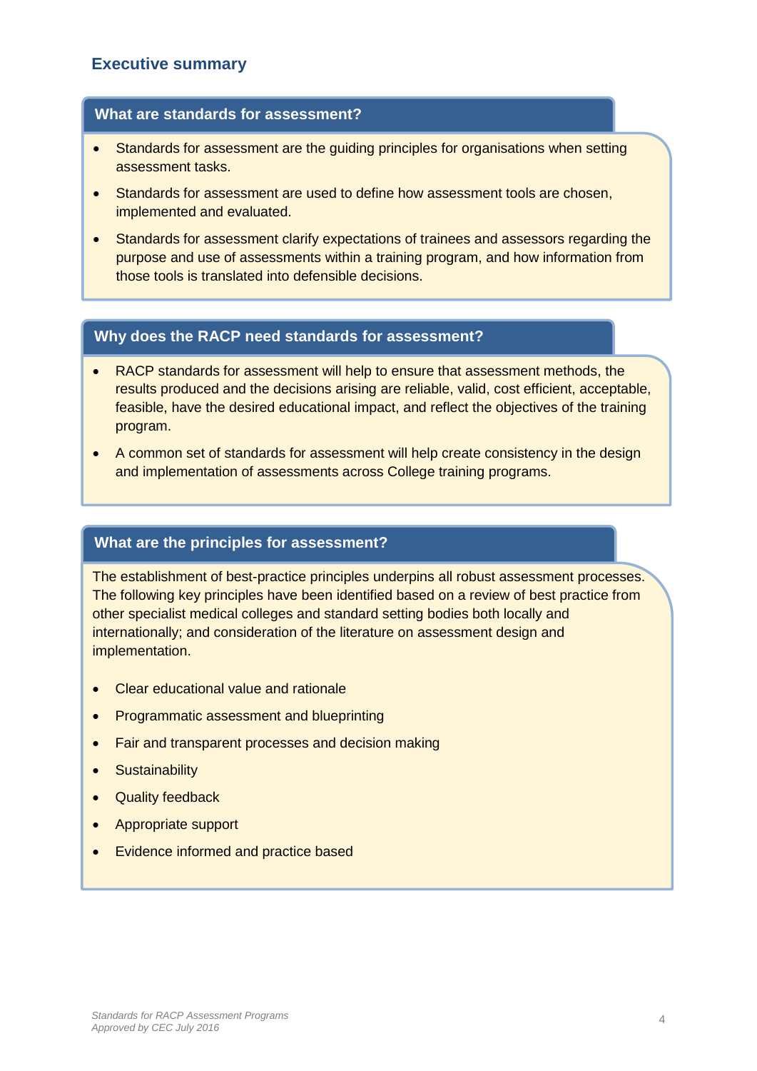## Executive summary

### What are standards for assessment?

- Standards for assessment are the guiding principles for organisations when setting assessment tasks.
- Standards for assessment are used to define how assessment tools are chosen, implemented and evaluated.
- Standards for assessment clarify expectations of trainees and assessors regarding the purpose and use of assessments within a training program, and how information from those tools is translated into defensible decisions.

### Why does the RACP need standards for assessment?

- RACP standards for assessment will help to ensure that assessment methods, the results produced and the decisions arising are reliable, valid, cost efficient, acceptable, feasible, have the desired educational impact, and reflect the objectives of the training program.
- A common set of standards for assessment will help create consistency in the design and implementation of assessments across College training programs.

### What are the principles for assessment?

The establishment of best-practice principles underpins all robust assessment processes. The following key principles have been identified based on a review of best practice from other specialist medical colleges and standard setting bodies both locally and internationally; and consideration of the literature on assessment design and implementation.

- Clear educational value and rationale
- Programmatic assessment and blueprinting
- Fair and transparent processes and decision making
- Sustainability
- Quality feedback
- Appropriate support
- Evidence informed and practice based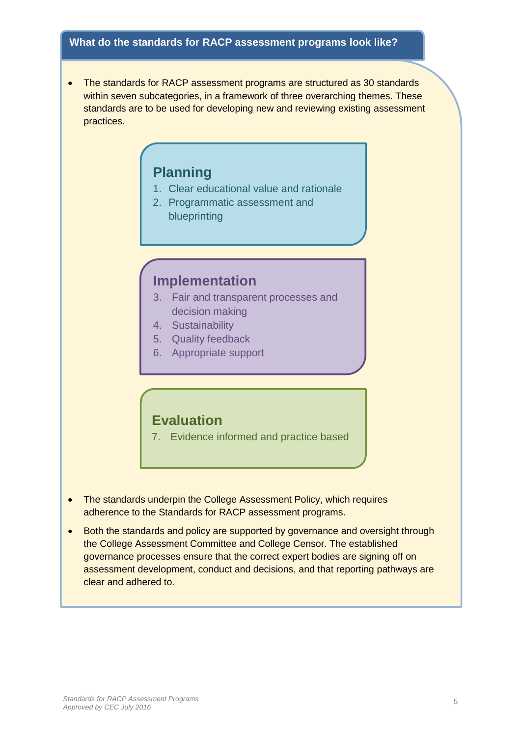## What do the standards for RACP assessment programs look like?

- The standards for RACP assessment programs are structured as 30 standards within seven subcategories, in a framework of three overarching themes. These standards are to be used for developing new and reviewing existing assessment practices.

### Planning

1. Clear educational value and rationale
2. Programmatic assessment and blueprinting

### Implementation

3. Fair and transparent processes and decision making
4. Sustainability
5. Quality feedback
6. Appropriate support

### Evaluation

7. Evidence informed and practice based

- The standards underpin the College Assessment Policy, which requires adherence to the Standards for RACP assessment programs.
- Both the standards and policy are supported by governance and oversight through the College Assessment Committee and College Censor. The established governance processes ensure that the correct expert bodies are signing off on assessment development, conduct and decisions, and that reporting pathways are clear and adhered to.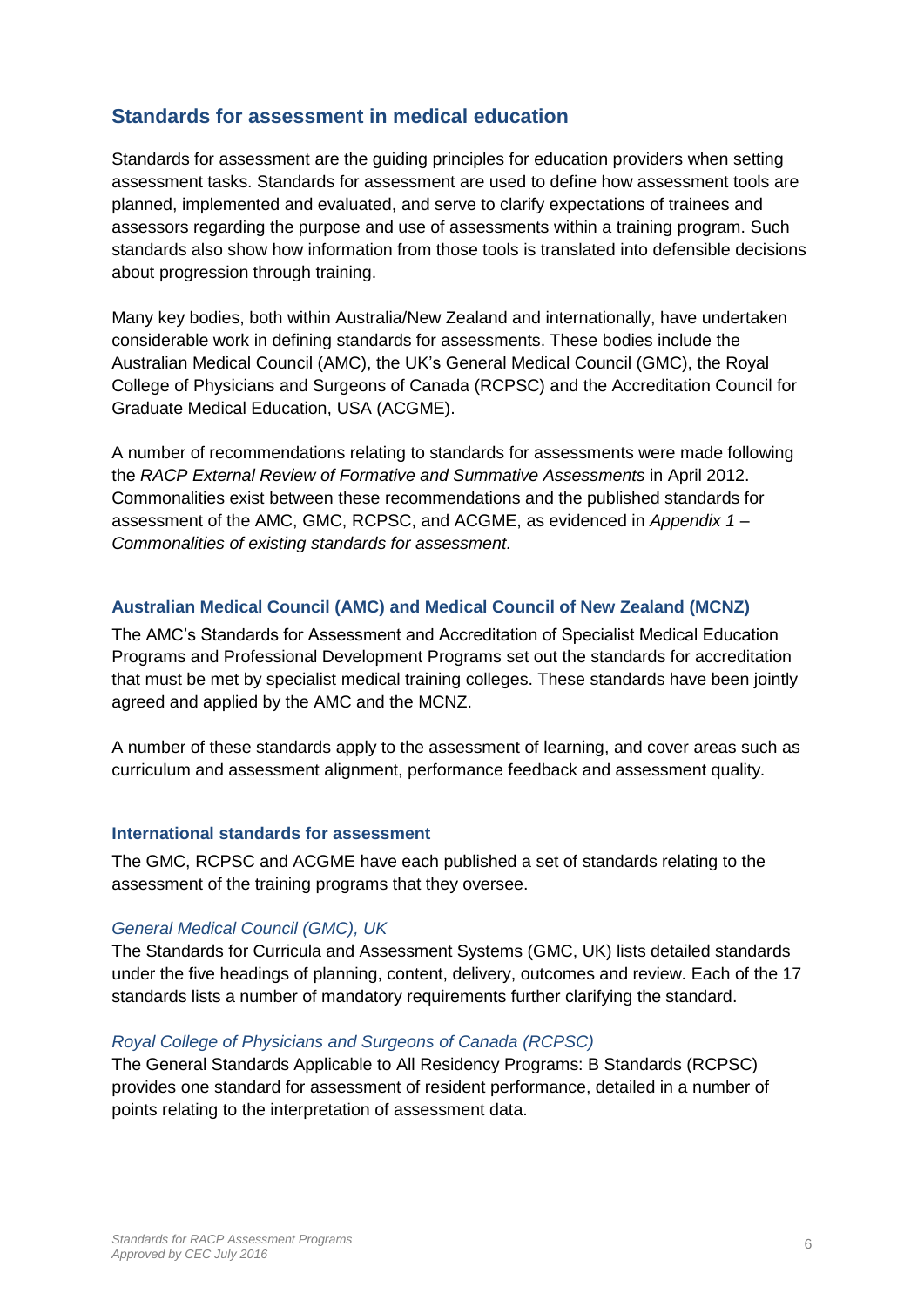## Standards for assessment in medical education

Standards for assessment are the guiding principles for education providers when setting assessment tasks. Standards for assessment are used to define how assessment tools are planned, implemented and evaluated, and serve to clarify expectations of trainees and assessors regarding the purpose and use of assessments within a training program. Such standards also show how information from those tools is translated into defensible decisions about progression through training.

Many key bodies, both within Australia/New Zealand and internationally, have undertaken considerable work in defining standards for assessments. These bodies include the Australian Medical Council (AMC), the UK's General Medical Council (GMC), the Royal College of Physicians and Surgeons of Canada (RCPSC) and the Accreditation Council for Graduate Medical Education, USA (ACGME).

A number of recommendations relating to standards for assessments were made following the *RACP External Review of Formative and Summative Assessments* in April 2012. Commonalities exist between these recommendations and the published standards for assessment of the AMC, GMC, RCPSC, and ACGME, as evidenced in *Appendix 1 – Commonalities of existing standards for assessment.*

### Australian Medical Council (AMC) and Medical Council of New Zealand (MCNZ)

The AMC's Standards for Assessment and Accreditation of Specialist Medical Education Programs and Professional Development Programs set out the standards for accreditation that must be met by specialist medical training colleges. These standards have been jointly agreed and applied by the AMC and the MCNZ.

A number of these standards apply to the assessment of learning, and cover areas such as curriculum and assessment alignment, performance feedback and assessment quality.

### International standards for assessment

The GMC, RCPSC and ACGME have each published a set of standards relating to the assessment of the training programs that they oversee.

#### *General Medical Council (GMC), UK*

The Standards for Curricula and Assessment Systems (GMC, UK) lists detailed standards under the five headings of planning, content, delivery, outcomes and review. Each of the 17 standards lists a number of mandatory requirements further clarifying the standard.

#### *Royal College of Physicians and Surgeons of Canada (RCPSC)*

The General Standards Applicable to All Residency Programs: B Standards (RCPSC) provides one standard for assessment of resident performance, detailed in a number of points relating to the interpretation of assessment data.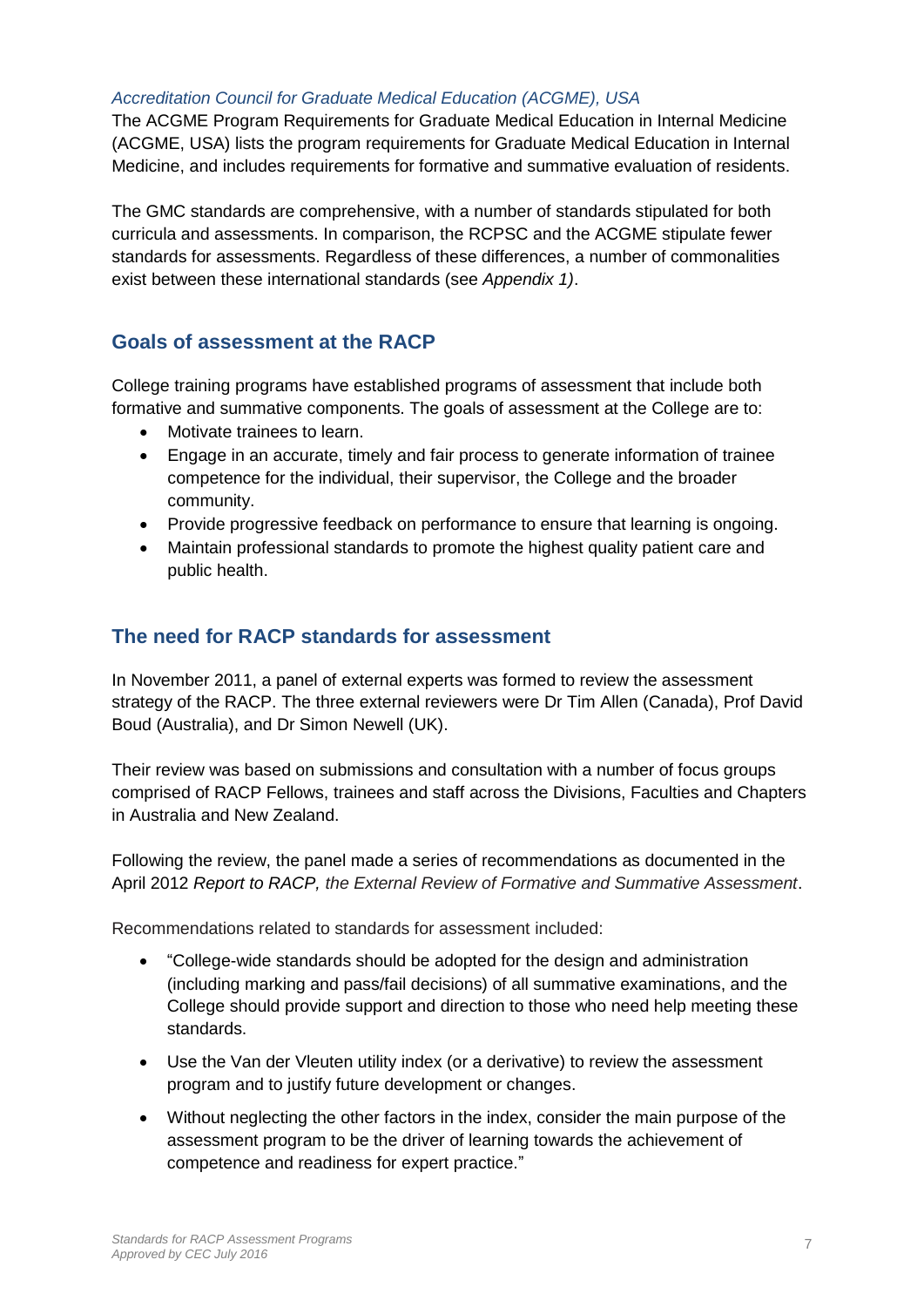*Accreditation Council for Graduate Medical Education (ACGME), USA*

The ACGME Program Requirements for Graduate Medical Education in Internal Medicine (ACGME, USA) lists the program requirements for Graduate Medical Education in Internal Medicine, and includes requirements for formative and summative evaluation of residents.

The GMC standards are comprehensive, with a number of standards stipulated for both curricula and assessments. In comparison, the RCPSC and the ACGME stipulate fewer standards for assessments. Regardless of these differences, a number of commonalities exist between these international standards (see *Appendix 1)*.

## Goals of assessment at the RACP

College training programs have established programs of assessment that include both formative and summative components. The goals of assessment at the College are to:

- Motivate trainees to learn.
- Engage in an accurate, timely and fair process to generate information of trainee competence for the individual, their supervisor, the College and the broader community.
- Provide progressive feedback on performance to ensure that learning is ongoing.
- Maintain professional standards to promote the highest quality patient care and public health.

## The need for RACP standards for assessment

In November 2011, a panel of external experts was formed to review the assessment strategy of the RACP. The three external reviewers were Dr Tim Allen (Canada), Prof David Boud (Australia), and Dr Simon Newell (UK).

Their review was based on submissions and consultation with a number of focus groups comprised of RACP Fellows, trainees and staff across the Divisions, Faculties and Chapters in Australia and New Zealand.

Following the review, the panel made a series of recommendations as documented in the April 2012 *Report to RACP, the External Review of Formative and Summative Assessment*.

Recommendations related to standards for assessment included:

- "College-wide standards should be adopted for the design and administration (including marking and pass/fail decisions) of all summative examinations, and the College should provide support and direction to those who need help meeting these standards.
- Use the Van der Vleuten utility index (or a derivative) to review the assessment program and to justify future development or changes.
- Without neglecting the other factors in the index, consider the main purpose of the assessment program to be the driver of learning towards the achievement of competence and readiness for expert practice."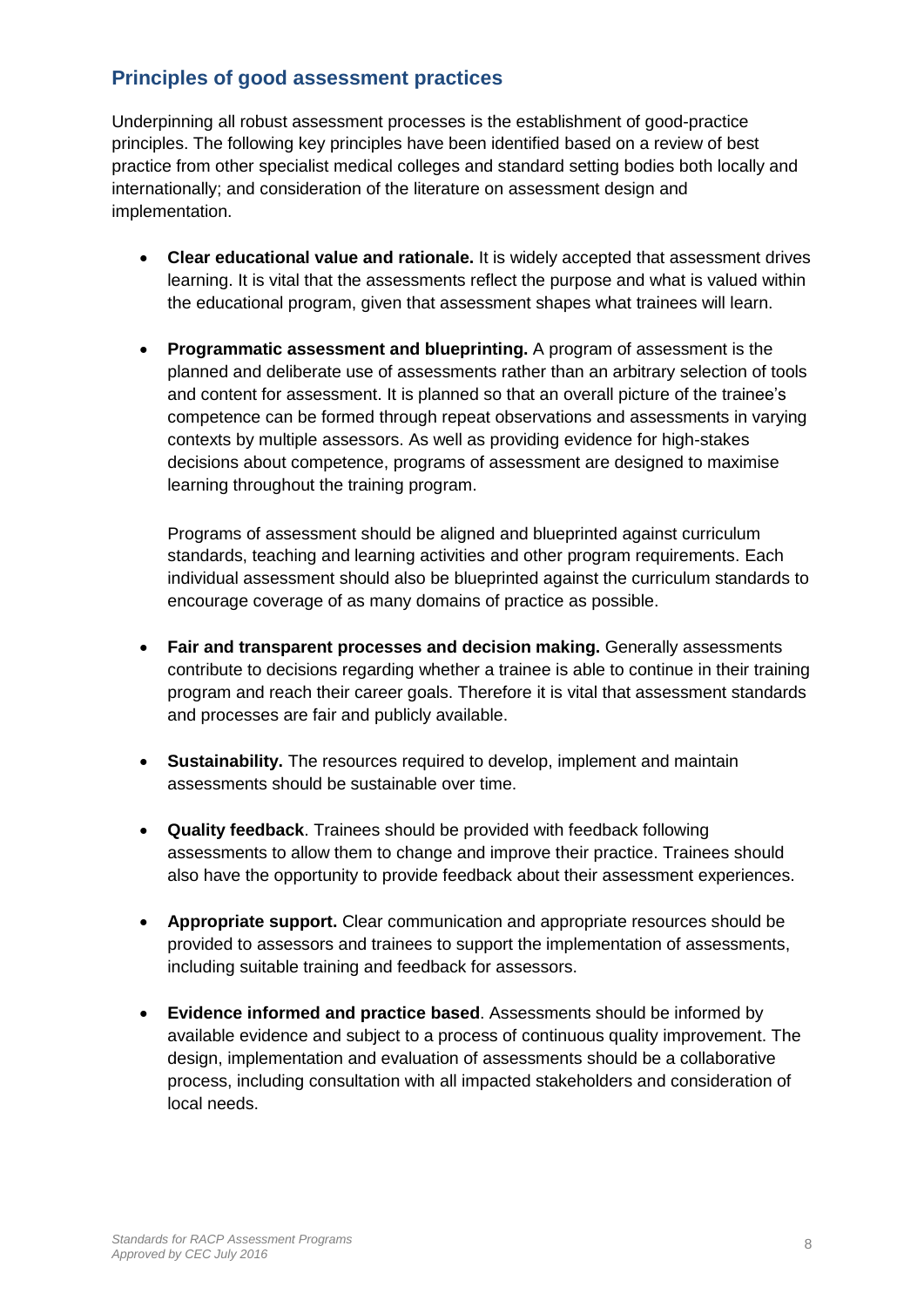## Principles of good assessment practices

Underpinning all robust assessment processes is the establishment of good-practice principles. The following key principles have been identified based on a review of best practice from other specialist medical colleges and standard setting bodies both locally and internationally; and consideration of the literature on assessment design and implementation.

- **Clear educational value and rationale.** It is widely accepted that assessment drives learning. It is vital that the assessments reflect the purpose and what is valued within the educational program, given that assessment shapes what trainees will learn.

- **Programmatic assessment and blueprinting.** A program of assessment is the planned and deliberate use of assessments rather than an arbitrary selection of tools and content for assessment. It is planned so that an overall picture of the trainee's competence can be formed through repeat observations and assessments in varying contexts by multiple assessors. As well as providing evidence for high-stakes decisions about competence, programs of assessment are designed to maximise learning throughout the training program.

  Programs of assessment should be aligned and blueprinted against curriculum standards, teaching and learning activities and other program requirements. Each individual assessment should also be blueprinted against the curriculum standards to encourage coverage of as many domains of practice as possible.

- **Fair and transparent processes and decision making.** Generally assessments contribute to decisions regarding whether a trainee is able to continue in their training program and reach their career goals. Therefore it is vital that assessment standards and processes are fair and publicly available.

- **Sustainability.** The resources required to develop, implement and maintain assessments should be sustainable over time.

- **Quality feedback**. Trainees should be provided with feedback following assessments to allow them to change and improve their practice. Trainees should also have the opportunity to provide feedback about their assessment experiences.

- **Appropriate support.** Clear communication and appropriate resources should be provided to assessors and trainees to support the implementation of assessments, including suitable training and feedback for assessors.

- **Evidence informed and practice based**. Assessments should be informed by available evidence and subject to a process of continuous quality improvement. The design, implementation and evaluation of assessments should be a collaborative process, including consultation with all impacted stakeholders and consideration of local needs.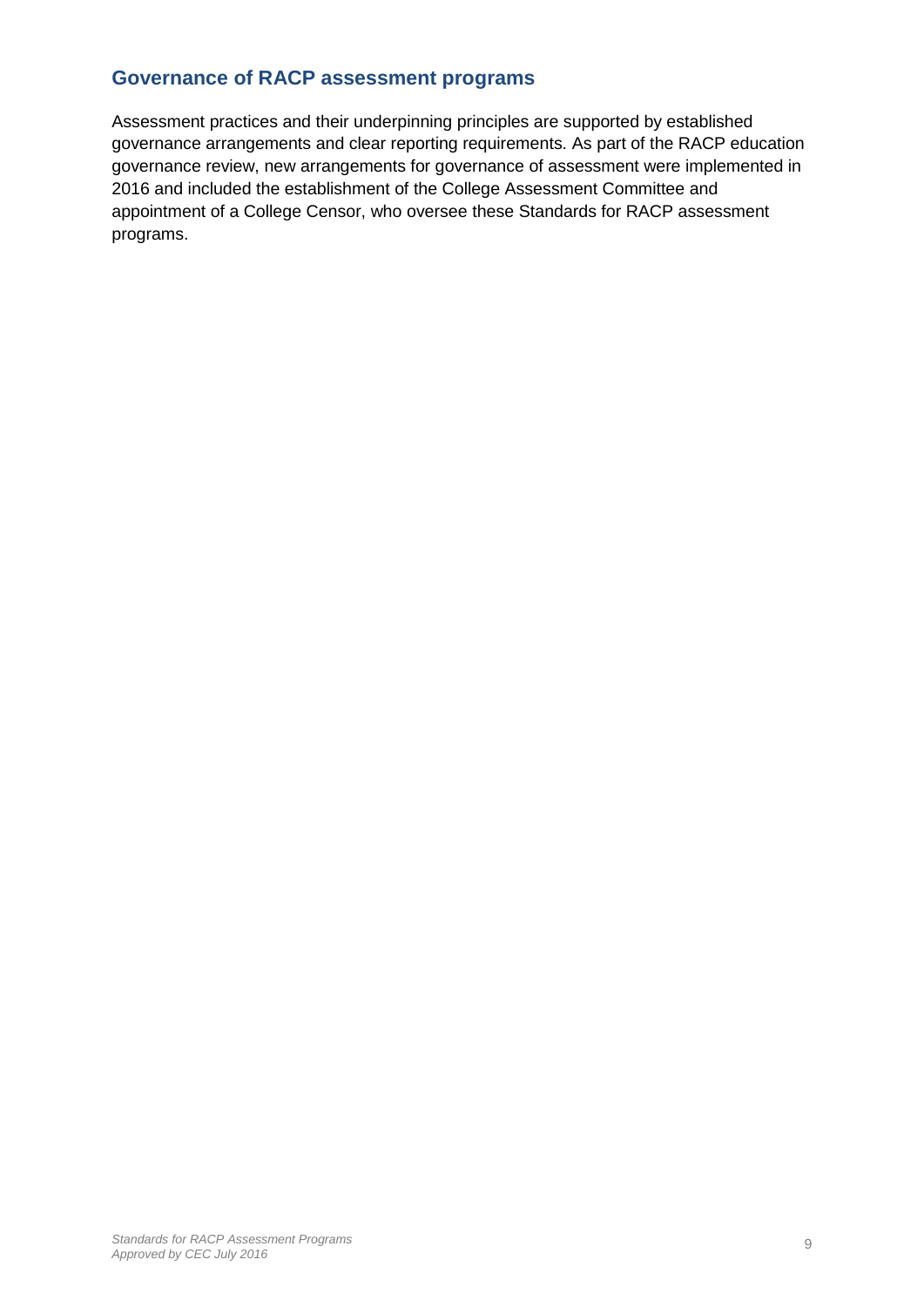## Governance of RACP assessment programs

Assessment practices and their underpinning principles are supported by established governance arrangements and clear reporting requirements. As part of the RACP education governance review, new arrangements for governance of assessment were implemented in 2016 and included the establishment of the College Assessment Committee and appointment of a College Censor, who oversee these Standards for RACP assessment programs.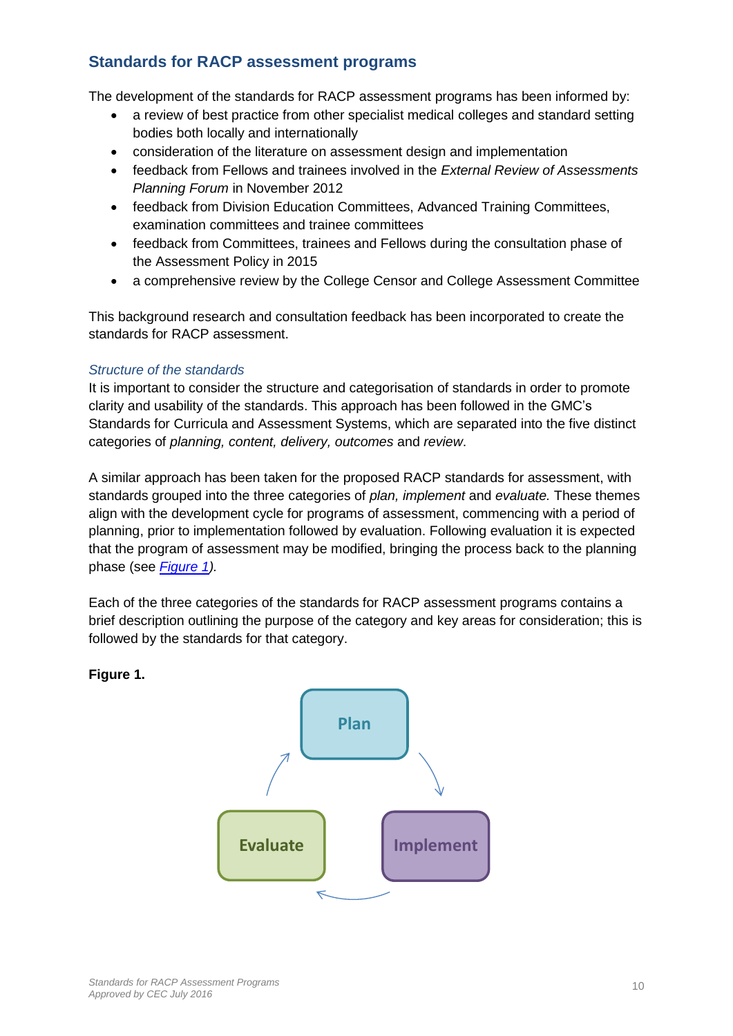## Standards for RACP assessment programs

The development of the standards for RACP assessment programs has been informed by:

- a review of best practice from other specialist medical colleges and standard setting bodies both locally and internationally
- consideration of the literature on assessment design and implementation
- feedback from Fellows and trainees involved in the *External Review of Assessments Planning Forum* in November 2012
- feedback from Division Education Committees, Advanced Training Committees, examination committees and trainee committees
- feedback from Committees, trainees and Fellows during the consultation phase of the Assessment Policy in 2015
- a comprehensive review by the College Censor and College Assessment Committee

This background research and consultation feedback has been incorporated to create the standards for RACP assessment.

### *Structure of the standards*

It is important to consider the structure and categorisation of standards in order to promote clarity and usability of the standards. This approach has been followed in the GMC's Standards for Curricula and Assessment Systems, which are separated into the five distinct categories of *planning, content, delivery, outcomes* and *review*.

A similar approach has been taken for the proposed RACP standards for assessment, with standards grouped into the three categories of *plan, implement* and *evaluate.* These themes align with the development cycle for programs of assessment, commencing with a period of planning, prior to implementation followed by evaluation. Following evaluation it is expected that the program of assessment may be modified, bringing the process back to the planning phase (see Figure 1).

Each of the three categories of the standards for RACP assessment programs contains a brief description outlining the purpose of the category and key areas for consideration; this is followed by the standards for that category.

**Figure 1.**

Plan → Implement → Evaluate → Plan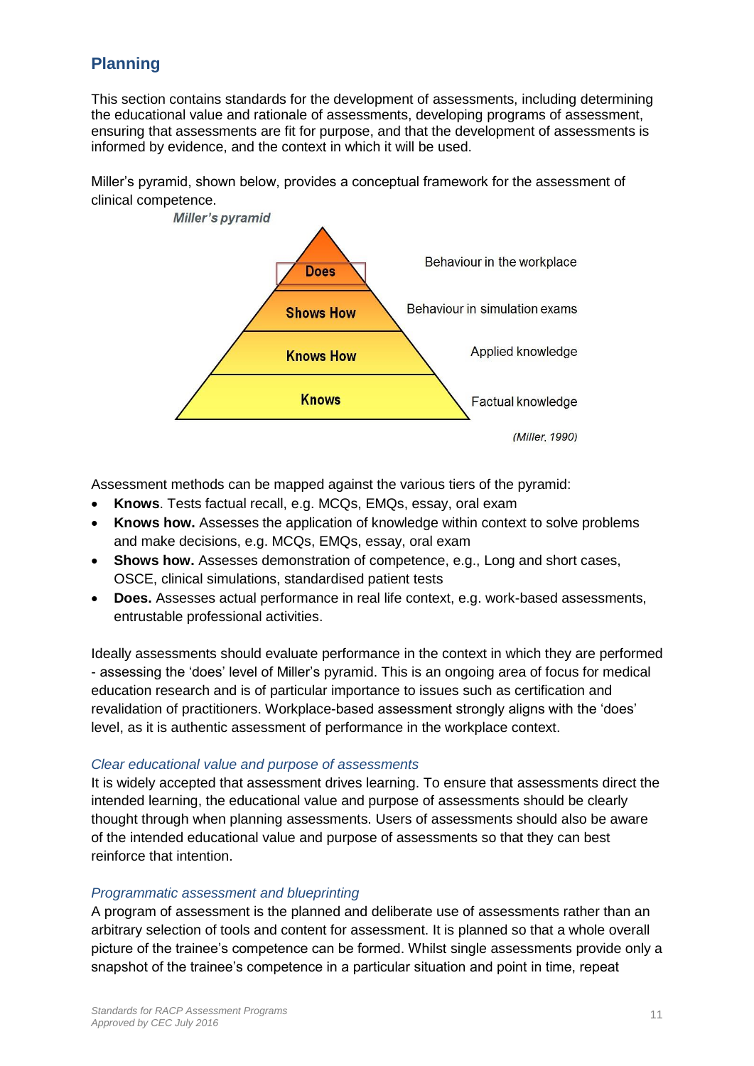## Planning

This section contains standards for the development of assessments, including determining the educational value and rationale of assessments, developing programs of assessment, ensuring that assessments are fit for purpose, and that the development of assessments is informed by evidence, and the context in which it will be used.

Miller's pyramid, shown below, provides a conceptual framework for the assessment of clinical competence.

*Miller's pyramid*

| Tier | Description |
|---|---|
| Does | Behaviour in the workplace |
| Shows How | Behaviour in simulation exams |
| Knows How | Applied knowledge |
| Knows | Factual knowledge |

*(Miller, 1990)*

Assessment methods can be mapped against the various tiers of the pyramid:

- **Knows**. Tests factual recall, e.g. MCQs, EMQs, essay, oral exam
- **Knows how.** Assesses the application of knowledge within context to solve problems and make decisions, e.g. MCQs, EMQs, essay, oral exam
- **Shows how.** Assesses demonstration of competence, e.g., Long and short cases, OSCE, clinical simulations, standardised patient tests
- **Does.** Assesses actual performance in real life context, e.g. work-based assessments, entrustable professional activities.

Ideally assessments should evaluate performance in the context in which they are performed - assessing the 'does' level of Miller's pyramid. This is an ongoing area of focus for medical education research and is of particular importance to issues such as certification and revalidation of practitioners. Workplace-based assessment strongly aligns with the 'does' level, as it is authentic assessment of performance in the workplace context.

### *Clear educational value and purpose of assessments*

It is widely accepted that assessment drives learning. To ensure that assessments direct the intended learning, the educational value and purpose of assessments should be clearly thought through when planning assessments. Users of assessments should also be aware of the intended educational value and purpose of assessments so that they can best reinforce that intention.

### *Programmatic assessment and blueprinting*

A program of assessment is the planned and deliberate use of assessments rather than an arbitrary selection of tools and content for assessment. It is planned so that a whole overall picture of the trainee's competence can be formed. Whilst single assessments provide only a snapshot of the trainee's competence in a particular situation and point in time, repeat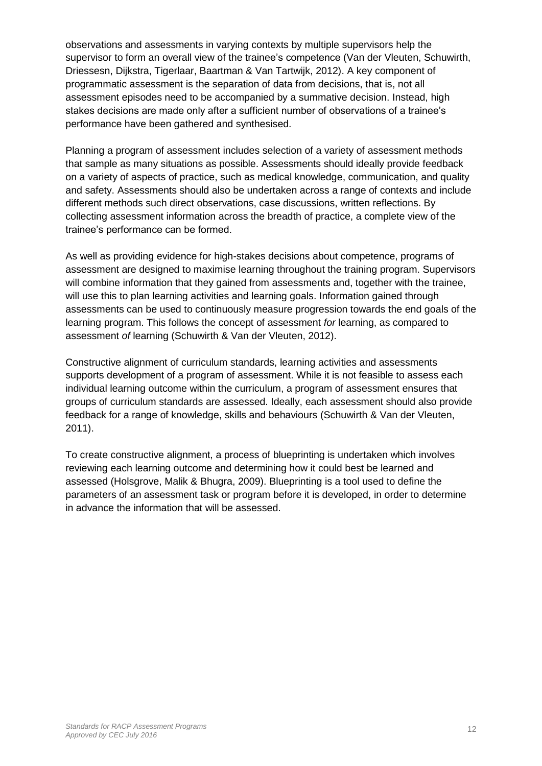observations and assessments in varying contexts by multiple supervisors help the supervisor to form an overall view of the trainee's competence (Van der Vleuten, Schuwirth, Driessesn, Dijkstra, Tigerlaar, Baartman & Van Tartwijk, 2012). A key component of programmatic assessment is the separation of data from decisions, that is, not all assessment episodes need to be accompanied by a summative decision. Instead, high stakes decisions are made only after a sufficient number of observations of a trainee's performance have been gathered and synthesised.

Planning a program of assessment includes selection of a variety of assessment methods that sample as many situations as possible. Assessments should ideally provide feedback on a variety of aspects of practice, such as medical knowledge, communication, and quality and safety. Assessments should also be undertaken across a range of contexts and include different methods such direct observations, case discussions, written reflections. By collecting assessment information across the breadth of practice, a complete view of the trainee's performance can be formed.

As well as providing evidence for high-stakes decisions about competence, programs of assessment are designed to maximise learning throughout the training program. Supervisors will combine information that they gained from assessments and, together with the trainee, will use this to plan learning activities and learning goals. Information gained through assessments can be used to continuously measure progression towards the end goals of the learning program. This follows the concept of assessment *for* learning, as compared to assessment *of* learning (Schuwirth & Van der Vleuten, 2012).

Constructive alignment of curriculum standards, learning activities and assessments supports development of a program of assessment. While it is not feasible to assess each individual learning outcome within the curriculum, a program of assessment ensures that groups of curriculum standards are assessed. Ideally, each assessment should also provide feedback for a range of knowledge, skills and behaviours (Schuwirth & Van der Vleuten, 2011).

To create constructive alignment, a process of blueprinting is undertaken which involves reviewing each learning outcome and determining how it could best be learned and assessed (Holsgrove, Malik & Bhugra, 2009). Blueprinting is a tool used to define the parameters of an assessment task or program before it is developed, in order to determine in advance the information that will be assessed.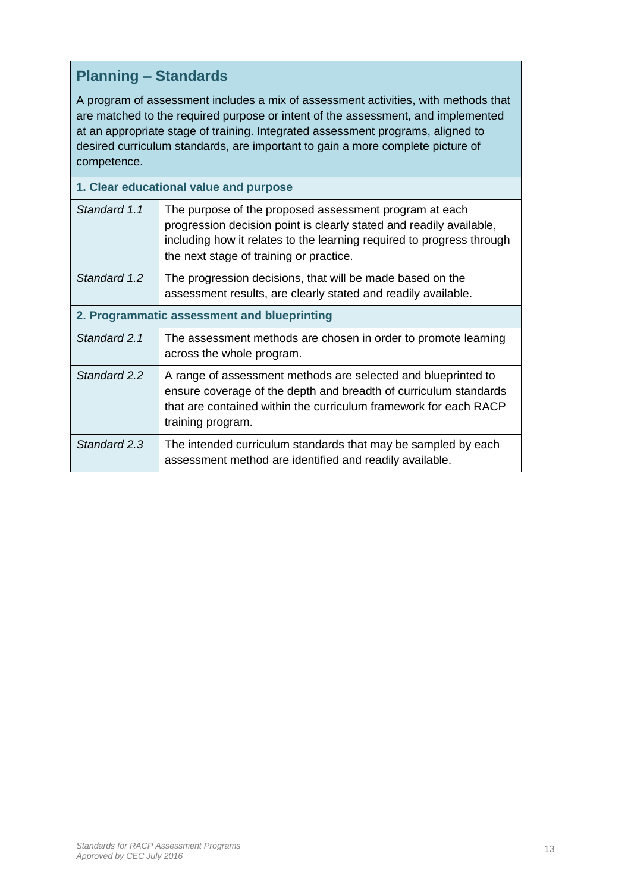## Planning – Standards

A program of assessment includes a mix of assessment activities, with methods that are matched to the required purpose or intent of the assessment, and implemented at an appropriate stage of training. Integrated assessment programs, aligned to desired curriculum standards, are important to gain a more complete picture of competence.

| **1. Clear educational value and purpose** | |
|---|---|
| *Standard 1.1* | The purpose of the proposed assessment program at each progression decision point is clearly stated and readily available, including how it relates to the learning required to progress through the next stage of training or practice. |
| *Standard 1.2* | The progression decisions, that will be made based on the assessment results, are clearly stated and readily available. |
| **2. Programmatic assessment and blueprinting** | |
| *Standard 2.1* | The assessment methods are chosen in order to promote learning across the whole program. |
| *Standard 2.2* | A range of assessment methods are selected and blueprinted to ensure coverage of the depth and breadth of curriculum standards that are contained within the curriculum framework for each RACP training program. |
| *Standard 2.3* | The intended curriculum standards that may be sampled by each assessment method are identified and readily available. |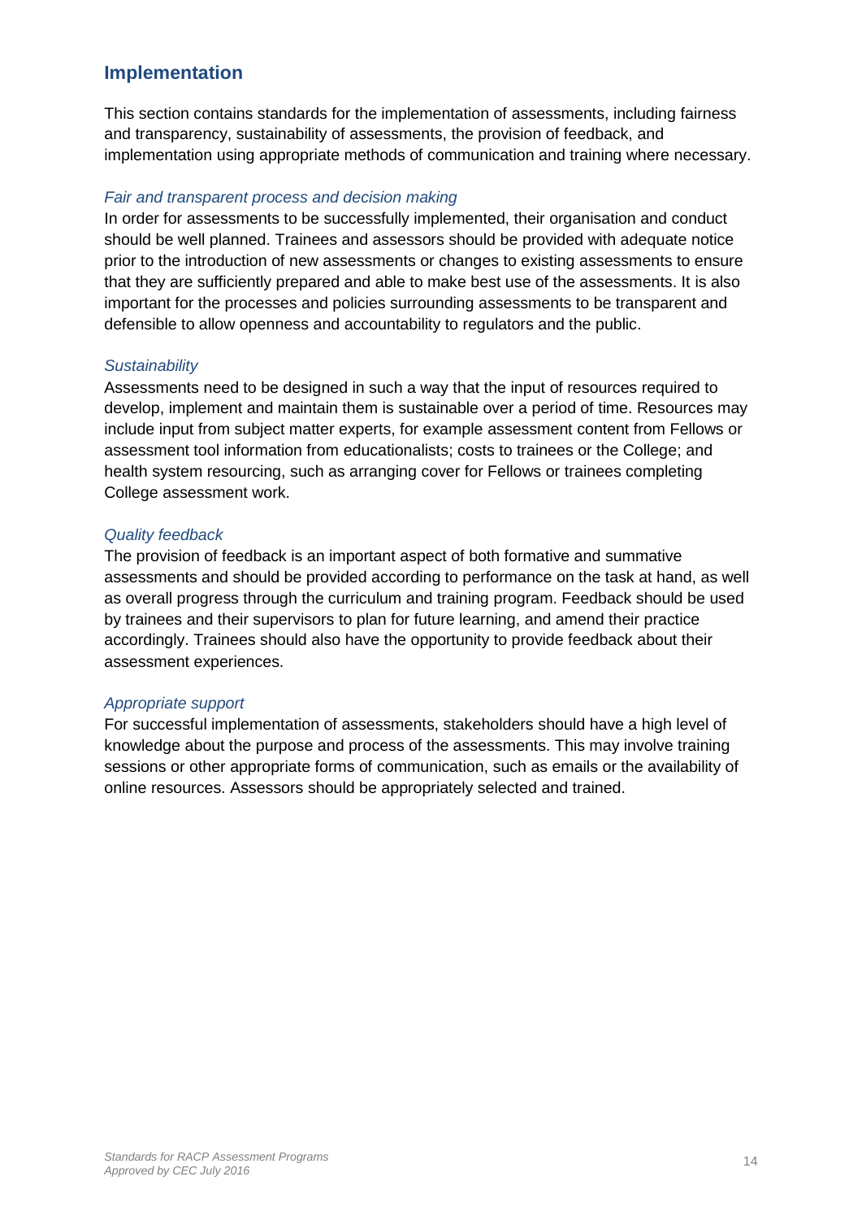## Implementation

This section contains standards for the implementation of assessments, including fairness and transparency, sustainability of assessments, the provision of feedback, and implementation using appropriate methods of communication and training where necessary.

### *Fair and transparent process and decision making*

In order for assessments to be successfully implemented, their organisation and conduct should be well planned. Trainees and assessors should be provided with adequate notice prior to the introduction of new assessments or changes to existing assessments to ensure that they are sufficiently prepared and able to make best use of the assessments. It is also important for the processes and policies surrounding assessments to be transparent and defensible to allow openness and accountability to regulators and the public.

### *Sustainability*

Assessments need to be designed in such a way that the input of resources required to develop, implement and maintain them is sustainable over a period of time. Resources may include input from subject matter experts, for example assessment content from Fellows or assessment tool information from educationalists; costs to trainees or the College; and health system resourcing, such as arranging cover for Fellows or trainees completing College assessment work.

### *Quality feedback*

The provision of feedback is an important aspect of both formative and summative assessments and should be provided according to performance on the task at hand, as well as overall progress through the curriculum and training program. Feedback should be used by trainees and their supervisors to plan for future learning, and amend their practice accordingly. Trainees should also have the opportunity to provide feedback about their assessment experiences.

### *Appropriate support*

For successful implementation of assessments, stakeholders should have a high level of knowledge about the purpose and process of the assessments. This may involve training sessions or other appropriate forms of communication, such as emails or the availability of online resources. Assessors should be appropriately selected and trained.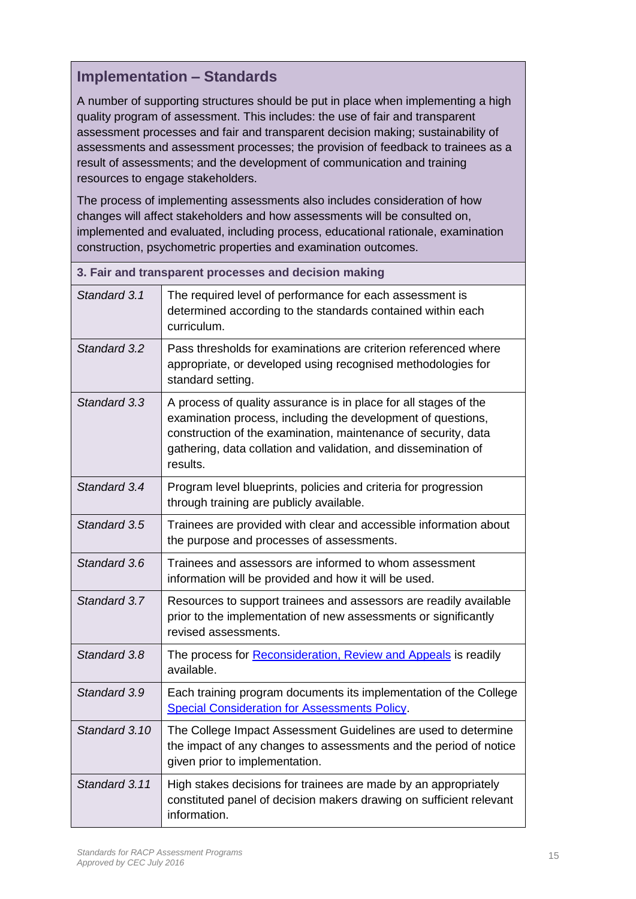## Implementation – Standards

A number of supporting structures should be put in place when implementing a high quality program of assessment. This includes: the use of fair and transparent assessment processes and fair and transparent decision making; sustainability of assessments and assessment processes; the provision of feedback to trainees as a result of assessments; and the development of communication and training resources to engage stakeholders.

The process of implementing assessments also includes consideration of how changes will affect stakeholders and how assessments will be consulted on, implemented and evaluated, including process, educational rationale, examination construction, psychometric properties and examination outcomes.

| **3. Fair and transparent processes and decision making** | |
|---|---|
| *Standard 3.1* | The required level of performance for each assessment is determined according to the standards contained within each curriculum. |
| *Standard 3.2* | Pass thresholds for examinations are criterion referenced where appropriate, or developed using recognised methodologies for standard setting. |
| *Standard 3.3* | A process of quality assurance is in place for all stages of the examination process, including the development of questions, construction of the examination, maintenance of security, data gathering, data collation and validation, and dissemination of results. |
| *Standard 3.4* | Program level blueprints, policies and criteria for progression through training are publicly available. |
| *Standard 3.5* | Trainees are provided with clear and accessible information about the purpose and processes of assessments. |
| *Standard 3.6* | Trainees and assessors are informed to whom assessment information will be provided and how it will be used. |
| *Standard 3.7* | Resources to support trainees and assessors are readily available prior to the implementation of new assessments or significantly revised assessments. |
| *Standard 3.8* | The process for Reconsideration, Review and Appeals is readily available. |
| *Standard 3.9* | Each training program documents its implementation of the College Special Consideration for Assessments Policy. |
| *Standard 3.10* | The College Impact Assessment Guidelines are used to determine the impact of any changes to assessments and the period of notice given prior to implementation. |
| *Standard 3.11* | High stakes decisions for trainees are made by an appropriately constituted panel of decision makers drawing on sufficient relevant information. |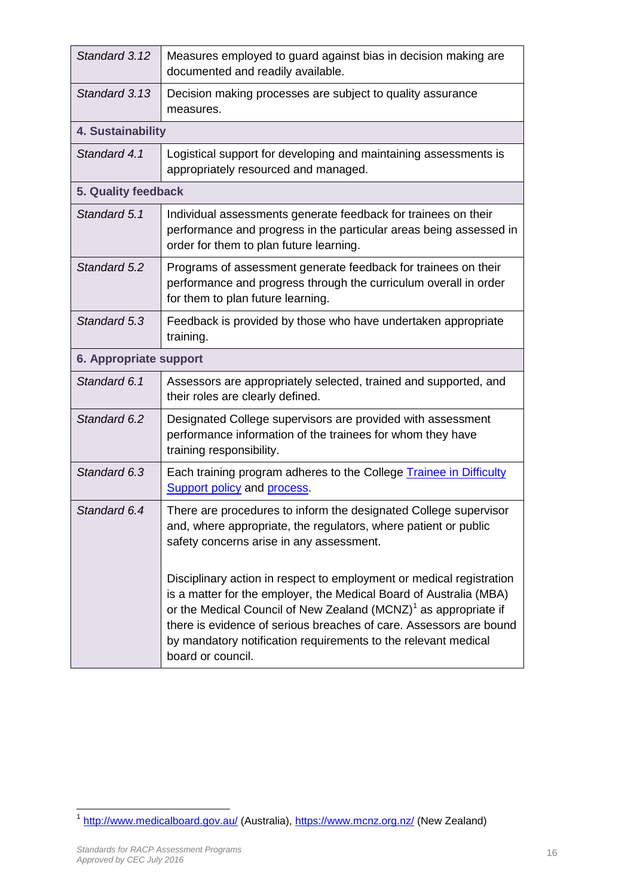| | |
|---|---|
| *Standard 3.12* | Measures employed to guard against bias in decision making are documented and readily available. |
| *Standard 3.13* | Decision making processes are subject to quality assurance measures. |
| **4. Sustainability** | |
| *Standard 4.1* | Logistical support for developing and maintaining assessments is appropriately resourced and managed. |
| **5. Quality feedback** | |
| *Standard 5.1* | Individual assessments generate feedback for trainees on their performance and progress in the particular areas being assessed in order for them to plan future learning. |
| *Standard 5.2* | Programs of assessment generate feedback for trainees on their performance and progress through the curriculum overall in order for them to plan future learning. |
| *Standard 5.3* | Feedback is provided by those who have undertaken appropriate training. |
| **6. Appropriate support** | |
| *Standard 6.1* | Assessors are appropriately selected, trained and supported, and their roles are clearly defined. |
| *Standard 6.2* | Designated College supervisors are provided with assessment performance information of the trainees for whom they have training responsibility. |
| *Standard 6.3* | Each training program adheres to the College [Trainee in Difficulty Support policy]() and [process](). |
| *Standard 6.4* | There are procedures to inform the designated College supervisor and, where appropriate, the regulators, where patient or public safety concerns arise in any assessment.<br><br>Disciplinary action in respect to employment or medical registration is a matter for the employer, the Medical Board of Australia (MBA) or the Medical Council of New Zealand (MCNZ)[1] as appropriate if there is evidence of serious breaches of care. Assessors are bound by mandatory notification requirements to the relevant medical board or council. |

[1] http://www.medicalboard.gov.au/ (Australia), https://www.mcnz.org.nz/ (New Zealand)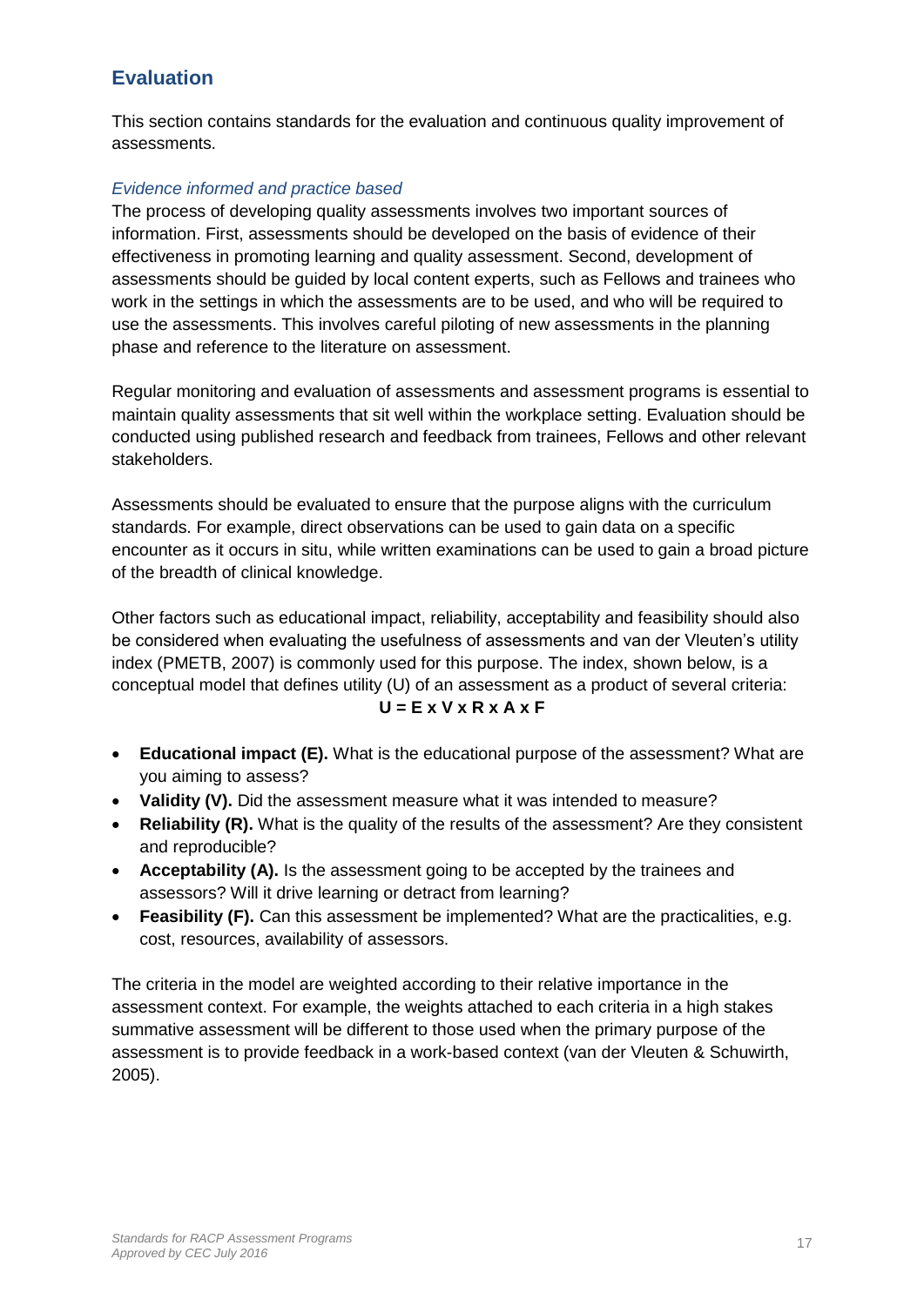## Evaluation

This section contains standards for the evaluation and continuous quality improvement of assessments.

### *Evidence informed and practice based*

The process of developing quality assessments involves two important sources of information. First, assessments should be developed on the basis of evidence of their effectiveness in promoting learning and quality assessment. Second, development of assessments should be guided by local content experts, such as Fellows and trainees who work in the settings in which the assessments are to be used, and who will be required to use the assessments. This involves careful piloting of new assessments in the planning phase and reference to the literature on assessment.

Regular monitoring and evaluation of assessments and assessment programs is essential to maintain quality assessments that sit well within the workplace setting. Evaluation should be conducted using published research and feedback from trainees, Fellows and other relevant stakeholders.

Assessments should be evaluated to ensure that the purpose aligns with the curriculum standards. For example, direct observations can be used to gain data on a specific encounter as it occurs in situ, while written examinations can be used to gain a broad picture of the breadth of clinical knowledge.

Other factors such as educational impact, reliability, acceptability and feasibility should also be considered when evaluating the usefulness of assessments and van der Vleuten's utility index (PMETB, 2007) is commonly used for this purpose. The index, shown below, is a conceptual model that defines utility (U) of an assessment as a product of several criteria:

$$\mathbf{U = E \times V \times R \times A \times F}$$

- **Educational impact (E).** What is the educational purpose of the assessment? What are you aiming to assess?
- **Validity (V).** Did the assessment measure what it was intended to measure?
- **Reliability (R).** What is the quality of the results of the assessment? Are they consistent and reproducible?
- **Acceptability (A).** Is the assessment going to be accepted by the trainees and assessors? Will it drive learning or detract from learning?
- **Feasibility (F).** Can this assessment be implemented? What are the practicalities, e.g. cost, resources, availability of assessors.

The criteria in the model are weighted according to their relative importance in the assessment context. For example, the weights attached to each criteria in a high stakes summative assessment will be different to those used when the primary purpose of the assessment is to provide feedback in a work-based context (van der Vleuten & Schuwirth, 2005).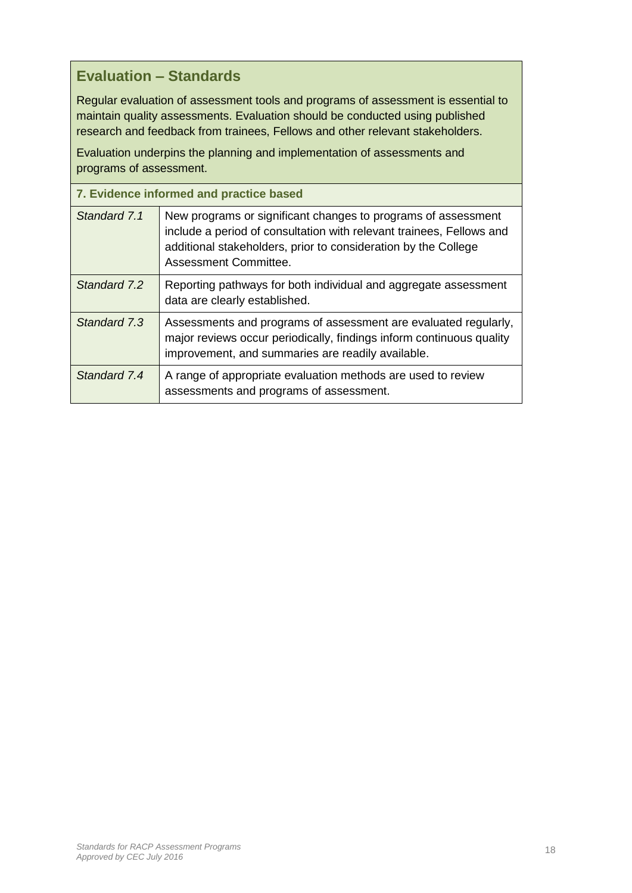## Evaluation – Standards

Regular evaluation of assessment tools and programs of assessment is essential to maintain quality assessments. Evaluation should be conducted using published research and feedback from trainees, Fellows and other relevant stakeholders.

Evaluation underpins the planning and implementation of assessments and programs of assessment.

| 7. Evidence informed and practice based | |
|---|---|
| *Standard 7.1* | New programs or significant changes to programs of assessment include a period of consultation with relevant trainees, Fellows and additional stakeholders, prior to consideration by the College Assessment Committee. |
| *Standard 7.2* | Reporting pathways for both individual and aggregate assessment data are clearly established. |
| *Standard 7.3* | Assessments and programs of assessment are evaluated regularly, major reviews occur periodically, findings inform continuous quality improvement, and summaries are readily available. |
| *Standard 7.4* | A range of appropriate evaluation methods are used to review assessments and programs of assessment. |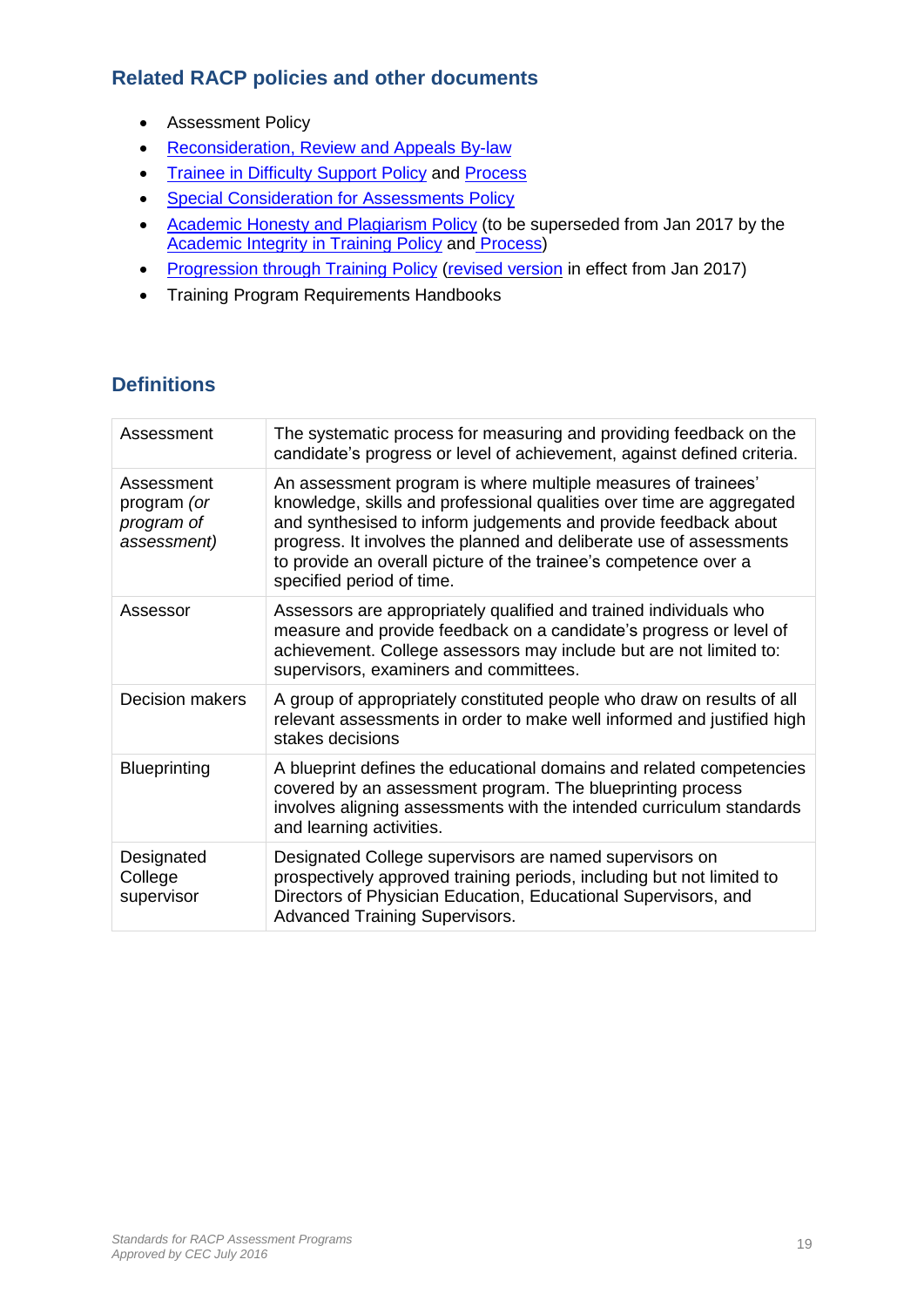## Related RACP policies and other documents

- Assessment Policy
- Reconsideration, Review and Appeals By-law
- Trainee in Difficulty Support Policy and Process
- Special Consideration for Assessments Policy
- Academic Honesty and Plagiarism Policy (to be superseded from Jan 2017 by the Academic Integrity in Training Policy and Process)
- Progression through Training Policy (revised version in effect from Jan 2017)
- Training Program Requirements Handbooks

## Definitions

| | |
|---|---|
| Assessment | The systematic process for measuring and providing feedback on the candidate's progress or level of achievement, against defined criteria. |
| Assessment program *(or program of assessment)* | An assessment program is where multiple measures of trainees' knowledge, skills and professional qualities over time are aggregated and synthesised to inform judgements and provide feedback about progress. It involves the planned and deliberate use of assessments to provide an overall picture of the trainee's competence over a specified period of time. |
| Assessor | Assessors are appropriately qualified and trained individuals who measure and provide feedback on a candidate's progress or level of achievement. College assessors may include but are not limited to: supervisors, examiners and committees. |
| Decision makers | A group of appropriately constituted people who draw on results of all relevant assessments in order to make well informed and justified high stakes decisions |
| Blueprinting | A blueprint defines the educational domains and related competencies covered by an assessment program. The blueprinting process involves aligning assessments with the intended curriculum standards and learning activities. |
| Designated College supervisor | Designated College supervisors are named supervisors on prospectively approved training periods, including but not limited to Directors of Physician Education, Educational Supervisors, and Advanced Training Supervisors. |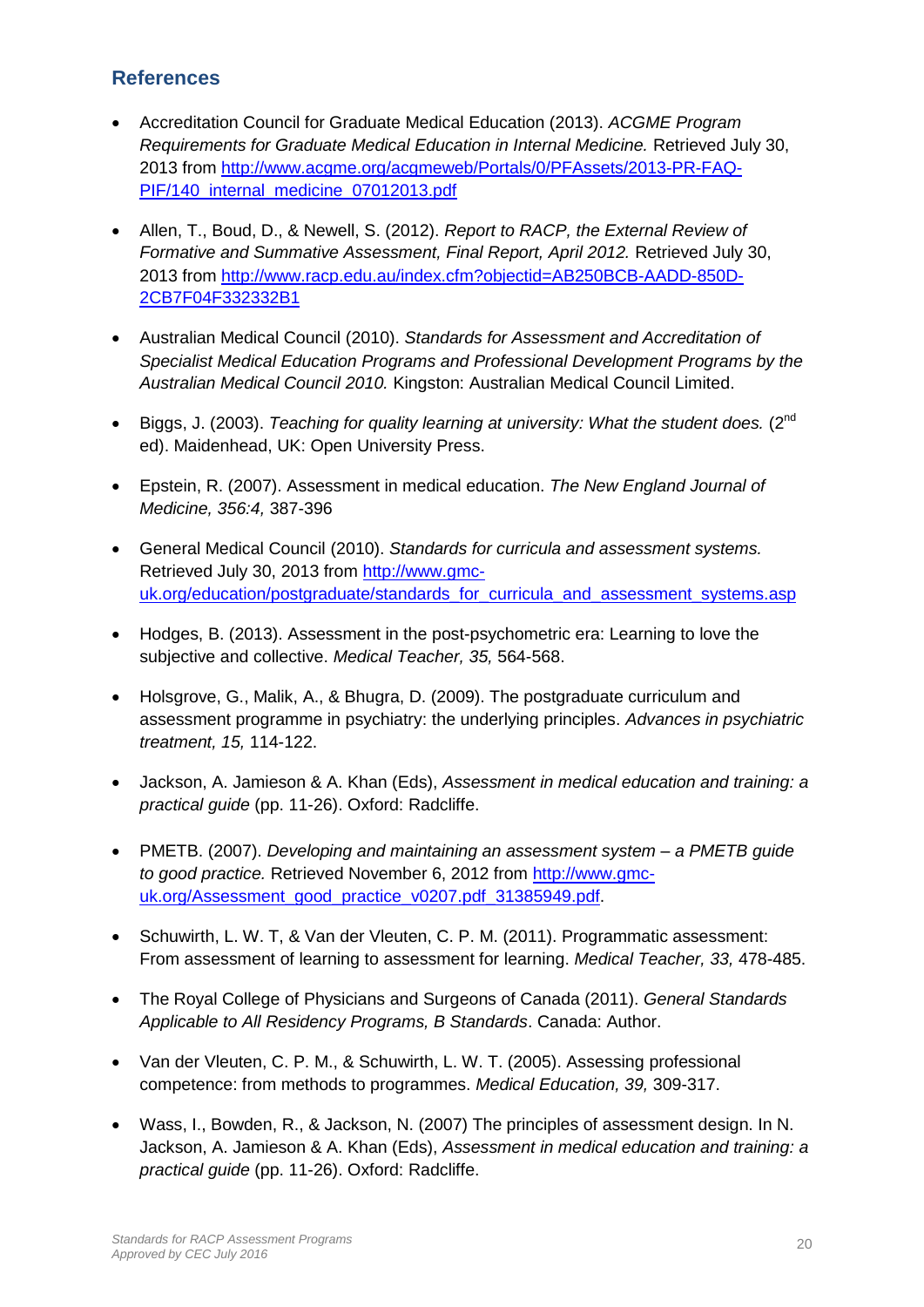## References

- Accreditation Council for Graduate Medical Education (2013). *ACGME Program Requirements for Graduate Medical Education in Internal Medicine.* Retrieved July 30, 2013 from http://www.acgme.org/acgmeweb/Portals/0/PFAssets/2013-PR-FAQ-PIF/140_internal_medicine_07012013.pdf

- Allen, T., Boud, D., & Newell, S. (2012). *Report to RACP, the External Review of Formative and Summative Assessment, Final Report, April 2012.* Retrieved July 30, 2013 from http://www.racp.edu.au/index.cfm?objectid=AB250BCB-AADD-850D-2CB7F04F332332B1

- Australian Medical Council (2010). *Standards for Assessment and Accreditation of Specialist Medical Education Programs and Professional Development Programs by the Australian Medical Council 2010.* Kingston: Australian Medical Council Limited.

- Biggs, J. (2003). *Teaching for quality learning at university: What the student does.* (2nd ed). Maidenhead, UK: Open University Press.

- Epstein, R. (2007). Assessment in medical education. *The New England Journal of Medicine, 356:4,* 387-396

- General Medical Council (2010). *Standards for curricula and assessment systems.* Retrieved July 30, 2013 from http://www.gmc-uk.org/education/postgraduate/standards_for_curricula_and_assessment_systems.asp

- Hodges, B. (2013). Assessment in the post-psychometric era: Learning to love the subjective and collective. *Medical Teacher, 35,* 564-568.

- Holsgrove, G., Malik, A., & Bhugra, D. (2009). The postgraduate curriculum and assessment programme in psychiatry: the underlying principles. *Advances in psychiatric treatment, 15,* 114-122.

- Jackson, A. Jamieson & A. Khan (Eds), *Assessment in medical education and training: a practical guide* (pp. 11-26). Oxford: Radcliffe.

- PMETB. (2007). *Developing and maintaining an assessment system – a PMETB guide to good practice.* Retrieved November 6, 2012 from http://www.gmc-uk.org/Assessment_good_practice_v0207.pdf_31385949.pdf.

- Schuwirth, L. W. T, & Van der Vleuten, C. P. M. (2011). Programmatic assessment: From assessment of learning to assessment for learning. *Medical Teacher, 33,* 478-485.

- The Royal College of Physicians and Surgeons of Canada (2011). *General Standards Applicable to All Residency Programs, B Standards*. Canada: Author.

- Van der Vleuten, C. P. M., & Schuwirth, L. W. T. (2005). Assessing professional competence: from methods to programmes. *Medical Education, 39,* 309-317.

- Wass, I., Bowden, R., & Jackson, N. (2007) The principles of assessment design. In N. Jackson, A. Jamieson & A. Khan (Eds), *Assessment in medical education and training: a practical guide* (pp. 11-26). Oxford: Radcliffe.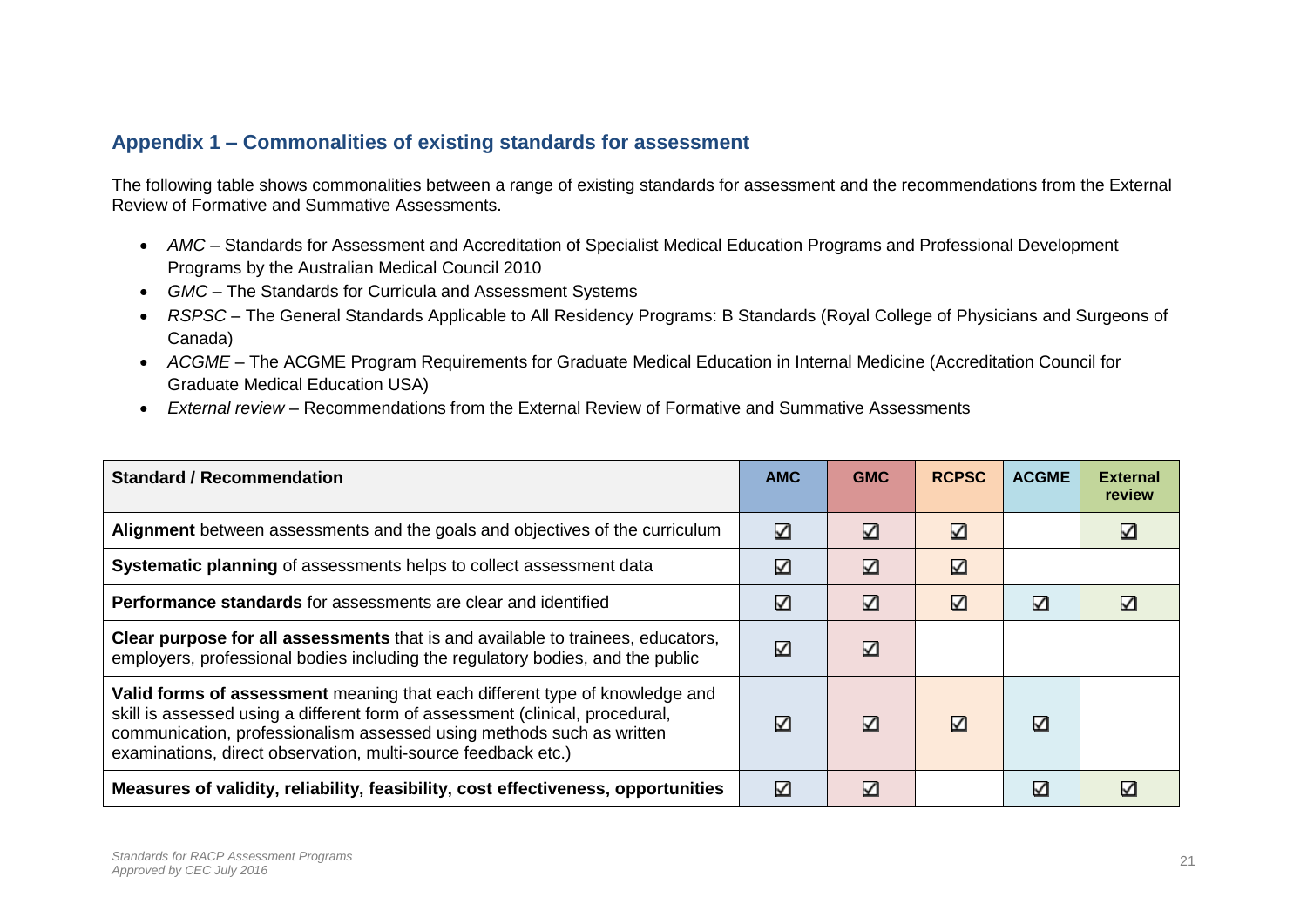## Appendix 1 – Commonalities of existing standards for assessment

The following table shows commonalities between a range of existing standards for assessment and the recommendations from the External Review of Formative and Summative Assessments.

- *AMC* – Standards for Assessment and Accreditation of Specialist Medical Education Programs and Professional Development Programs by the Australian Medical Council 2010
- *GMC* – The Standards for Curricula and Assessment Systems
- *RSPSC* – The General Standards Applicable to All Residency Programs: B Standards (Royal College of Physicians and Surgeons of Canada)
- *ACGME* – The ACGME Program Requirements for Graduate Medical Education in Internal Medicine (Accreditation Council for Graduate Medical Education USA)
- *External review* – Recommendations from the External Review of Formative and Summative Assessments

| Standard / Recommendation | AMC | GMC | RCPSC | ACGME | External review |
|---|---|---|---|---|---|
| **Alignment** between assessments and the goals and objectives of the curriculum | ☑ | ☑ | ☑ | | ☑ |
| **Systematic planning** of assessments helps to collect assessment data | ☑ | ☑ | ☑ | | |
| **Performance standards** for assessments are clear and identified | ☑ | ☑ | ☑ | ☑ | ☑ |
| **Clear purpose for all assessments** that is and available to trainees, educators, employers, professional bodies including the regulatory bodies, and the public | ☑ | ☑ | | | |
| **Valid forms of assessment** meaning that each different type of knowledge and skill is assessed using a different form of assessment (clinical, procedural, communication, professionalism assessed using methods such as written examinations, direct observation, multi-source feedback etc.) | ☑ | ☑ | ☑ | ☑ | |
| **Measures of validity, reliability, feasibility, cost effectiveness, opportunities** | ☑ | ☑ | | ☑ | ☑ |

*Standards for RACP Assessment Programs*
*Approved by CEC July 2016*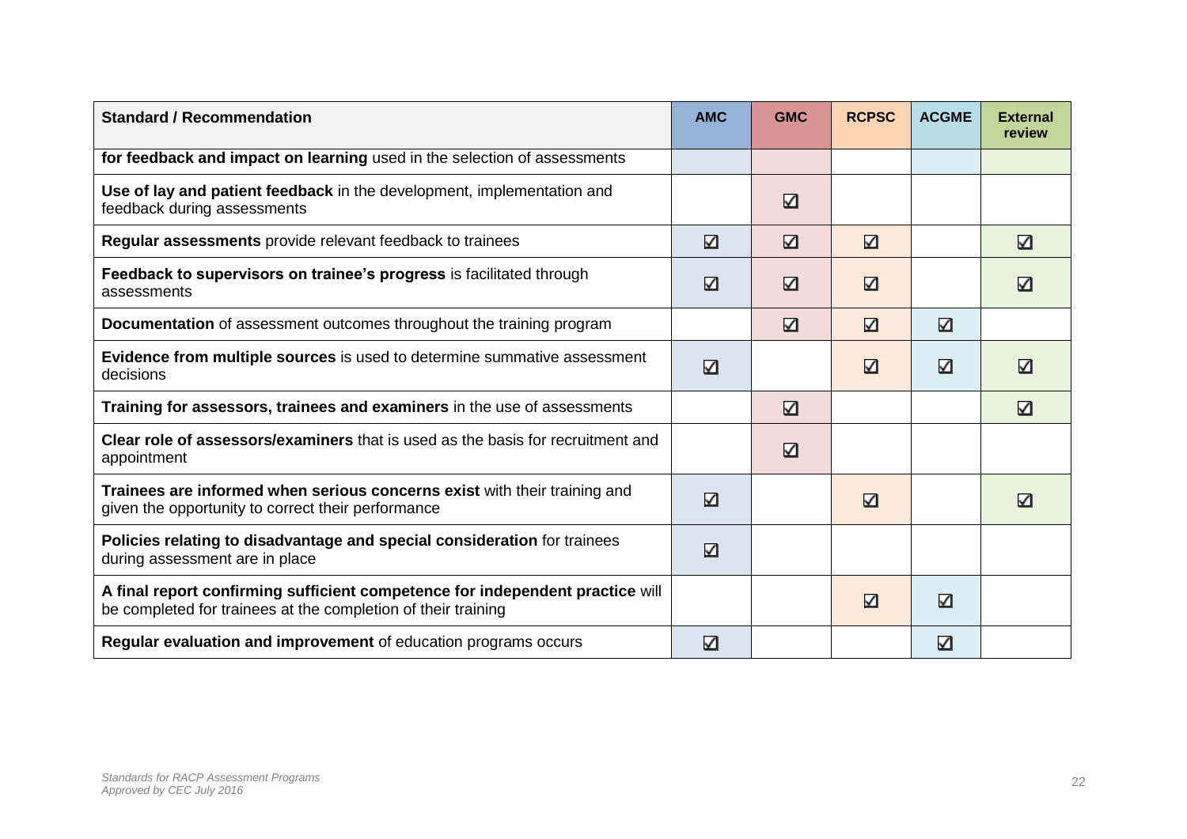| Standard / Recommendation | AMC | GMC | RCPSC | ACGME | External review |
|---|---|---|---|---|---|
| **for feedback and impact on learning** used in the selection of assessments | | | | | |
| **Use of lay and patient feedback** in the development, implementation and feedback during assessments | | ☑ | | | |
| **Regular assessments** provide relevant feedback to trainees | ☑ | ☑ | ☑ | | ☑ |
| **Feedback to supervisors on trainee's progress** is facilitated through assessments | ☑ | ☑ | ☑ | | ☑ |
| **Documentation** of assessment outcomes throughout the training program | | ☑ | ☑ | ☑ | |
| **Evidence from multiple sources** is used to determine summative assessment decisions | ☑ | | ☑ | ☑ | ☑ |
| **Training for assessors, trainees and examiners** in the use of assessments | | ☑ | | | ☑ |
| **Clear role of assessors/examiners** that is used as the basis for recruitment and appointment | | ☑ | | | |
| **Trainees are informed when serious concerns exist** with their training and given the opportunity to correct their performance | ☑ | | ☑ | | ☑ |
| **Policies relating to disadvantage and special consideration** for trainees during assessment are in place | ☑ | | | | |
| **A final report confirming sufficient competence for independent practice** will be completed for trainees at the completion of their training | | | ☑ | ☑ | |
| **Regular evaluation and improvement** of education programs occurs | ☑ | | | ☑ | |